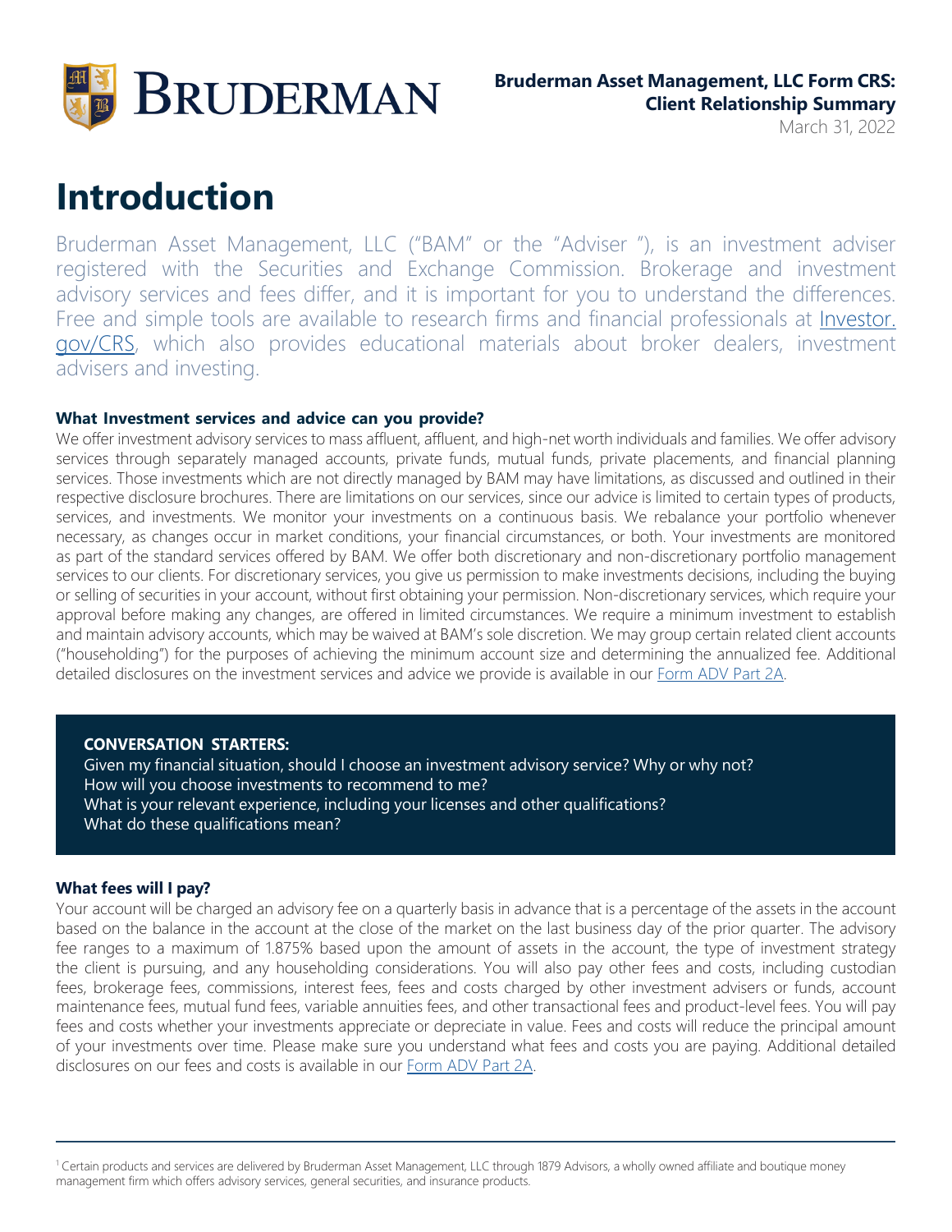**Bruderman Asset Management, LLC Form CRS: Client Relationship Summary**

March 31, 2022

# Introduction

Bruderman Asset Management, LLC ("BAM" or the "Adviser "), is an investment adviser registered with the Securities and Exchange Commission. Brokerage and investment advisory services and fees differ, and it is important for you to understand the differences. Free and simple tools are available to research firms and financial professionals at [Investor.gov/CRS](Investor.gov/CRS), which also provides educational materials about broker dealers, investment advisers and investing.

### What Investment services and advice can you provide?

We offer investment advisory services to mass affluent, affluent, and high-net worth individuals and families. We offer advisory services through separately managed accounts, private funds, mutual funds, private placements, and financial planning services. Those investments which are not directly managed by BAM may have limitations, as discussed and outlined in their respective disclosure brochures. There are limitations on our services, since our advice is limited to certain types of products, services, and investments. We monitor your investments on a continuous basis. We rebalance your portfolio whenever necessary, as changes occur in market conditions, your financial circumstances, or both. Your investments are monitored as part of the standard services offered by BAM. We offer both discretionary and non-discretionary portfolio management services to our clients. For discretionary services, you give us permission to make investments decisions, including the buying or selling of securities in your account, without first obtaining your permission. Non-discretionary services, which require your approval before making any changes, are offered in limited circumstances. We require a minimum investment to establish and maintain advisory accounts, which may be waived at BAM's sole discretion. We may group certain related client accounts ("householding") for the purposes of achieving the minimum account size and determining the annualized fee. Additional detailed disclosures on the investment services and advice we provide is available in our Form ADV Part 2A.

**CONVERSATION STARTERS:**

Given my financial situation, should I choose an investment advisory service? Why or why not?
How will you choose investments to recommend to me?
What is your relevant experience, including your licenses and other qualifications?
What do these qualifications mean?

### What fees will I pay?

Your account will be charged an advisory fee on a quarterly basis in advance that is a percentage of the assets in the account based on the balance in the account at the close of the market on the last business day of the prior quarter. The advisory fee ranges to a maximum of 1.875% based upon the amount of assets in the account, the type of investment strategy the client is pursuing, and any householding considerations. You will also pay other fees and costs, including custodian fees, brokerage fees, commissions, interest fees, fees and costs charged by other investment advisers or funds, account maintenance fees, mutual fund fees, variable annuities fees, and other transactional fees and product-level fees. You will pay fees and costs whether your investments appreciate or depreciate in value. Fees and costs will reduce the principal amount of your investments over time. Please make sure you understand what fees and costs you are paying. Additional detailed disclosures on our fees and costs is available in our Form ADV Part 2A.

---

[1] Certain products and services are delivered by Bruderman Asset Management, LLC through 1879 Advisors, a wholly owned affiliate and boutique money management firm which offers advisory services, general securities, and insurance products.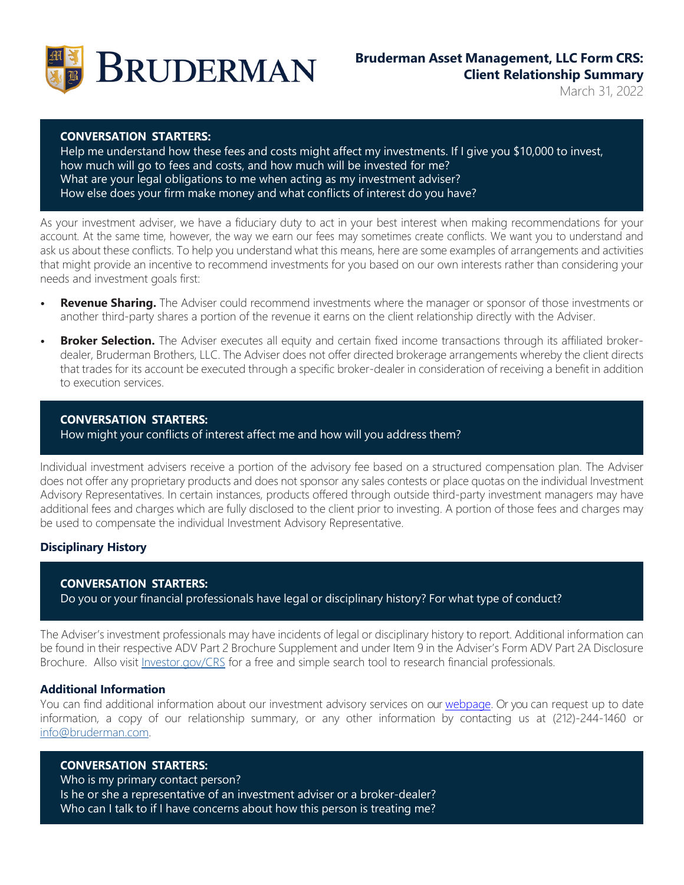**CONVERSATION STARTERS:**
Help me understand how these fees and costs might affect my investments. If I give you $10,000 to invest, how much will go to fees and costs, and how much will be invested for me?
What are your legal obligations to me when acting as my investment adviser?
How else does your firm make money and what conflicts of interest do you have?

As your investment adviser, we have a fiduciary duty to act in your best interest when making recommendations for your account. At the same time, however, the way we earn our fees may sometimes create conflicts. We want you to understand and ask us about these conflicts. To help you understand what this means, here are some examples of arrangements and activities that might provide an incentive to recommend investments for you based on our own interests rather than considering your needs and investment goals first:

- **Revenue Sharing.** The Adviser could recommend investments where the manager or sponsor of those investments or another third-party shares a portion of the revenue it earns on the client relationship directly with the Adviser.
- **Broker Selection.** The Adviser executes all equity and certain fixed income transactions through its affiliated broker-dealer, Bruderman Brothers, LLC. The Adviser does not offer directed brokerage arrangements whereby the client directs that trades for its account be executed through a specific broker-dealer in consideration of receiving a benefit in addition to execution services.

**CONVERSATION STARTERS:**
How might your conflicts of interest affect me and how will you address them?

Individual investment advisers receive a portion of the advisory fee based on a structured compensation plan. The Adviser does not offer any proprietary products and does not sponsor any sales contests or place quotas on the individual Investment Advisory Representatives. In certain instances, products offered through outside third-party investment managers may have additional fees and charges which are fully disclosed to the client prior to investing. A portion of those fees and charges may be used to compensate the individual Investment Advisory Representative.

### Disciplinary History

**CONVERSATION STARTERS:**
Do you or your financial professionals have legal or disciplinary history? For what type of conduct?

The Adviser's investment professionals may have incidents of legal or disciplinary history to report. Additional information can be found in their respective ADV Part 2 Brochure Supplement and under Item 9 in the Adviser's Form ADV Part 2A Disclosure Brochure. Also visit Investor.gov/CRS for a free and simple search tool to research financial professionals.

### Additional Information

You can find additional information about our investment advisory services on our webpage. Or you can request up to date information, a copy of our relationship summary, or any other information by contacting us at (212)-244-1460 or info@bruderman.com.

**CONVERSATION STARTERS:**
Who is my primary contact person?
Is he or she a representative of an investment adviser or a broker-dealer?
Who can I talk to if I have concerns about how this person is treating me?